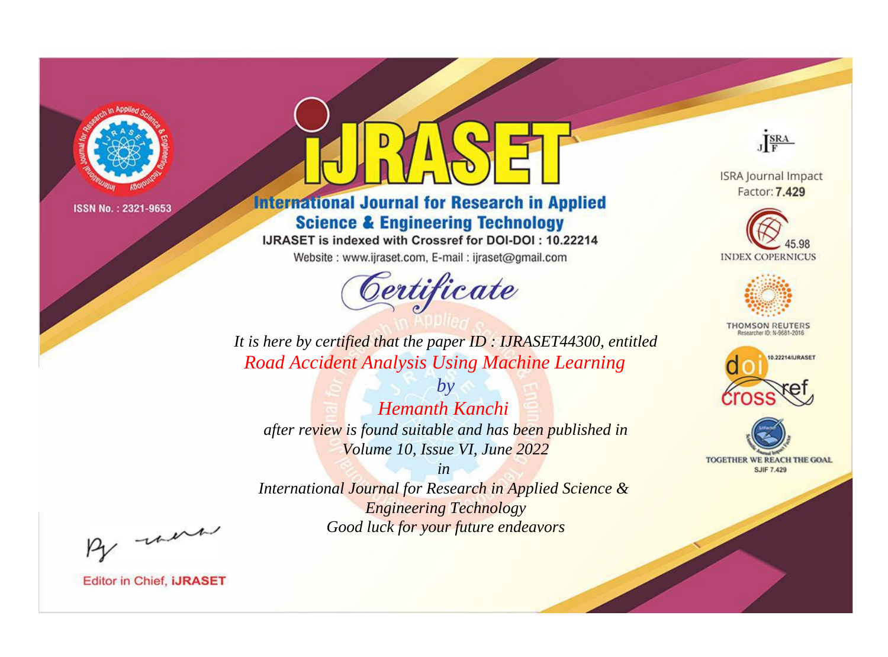ISSN No. : 2321-9653

# IJRASET

## International Journal for Research in Applied Science & Engineering Technology

IJRASET is indexed with Crossref for DOI-DOI : 10.22214

Website : www.ijraset.com, E-mail : ijraset@gmail.com

## Certificate

*It is here by certified that the paper ID : IJRASET44300, entitled*

*Road Accident Analysis Using Machine Learning*

*by*

*Hemanth Kanchi*

*after review is found suitable and has been published in*

*Volume 10, Issue VI, June 2022*

*in*

*International Journal for Research in Applied Science & Engineering Technology*

*Good luck for your future endeavors*

ISRA Journal Impact Factor: **7.429**

45.98 INDEX COPERNICUS

THOMSON REUTERS Researcher ID: N-9681-2016

10.22214/IJRASET

TOGETHER WE REACH THE GOAL SJIF 7.429

Editor in Chief, **iJRASET**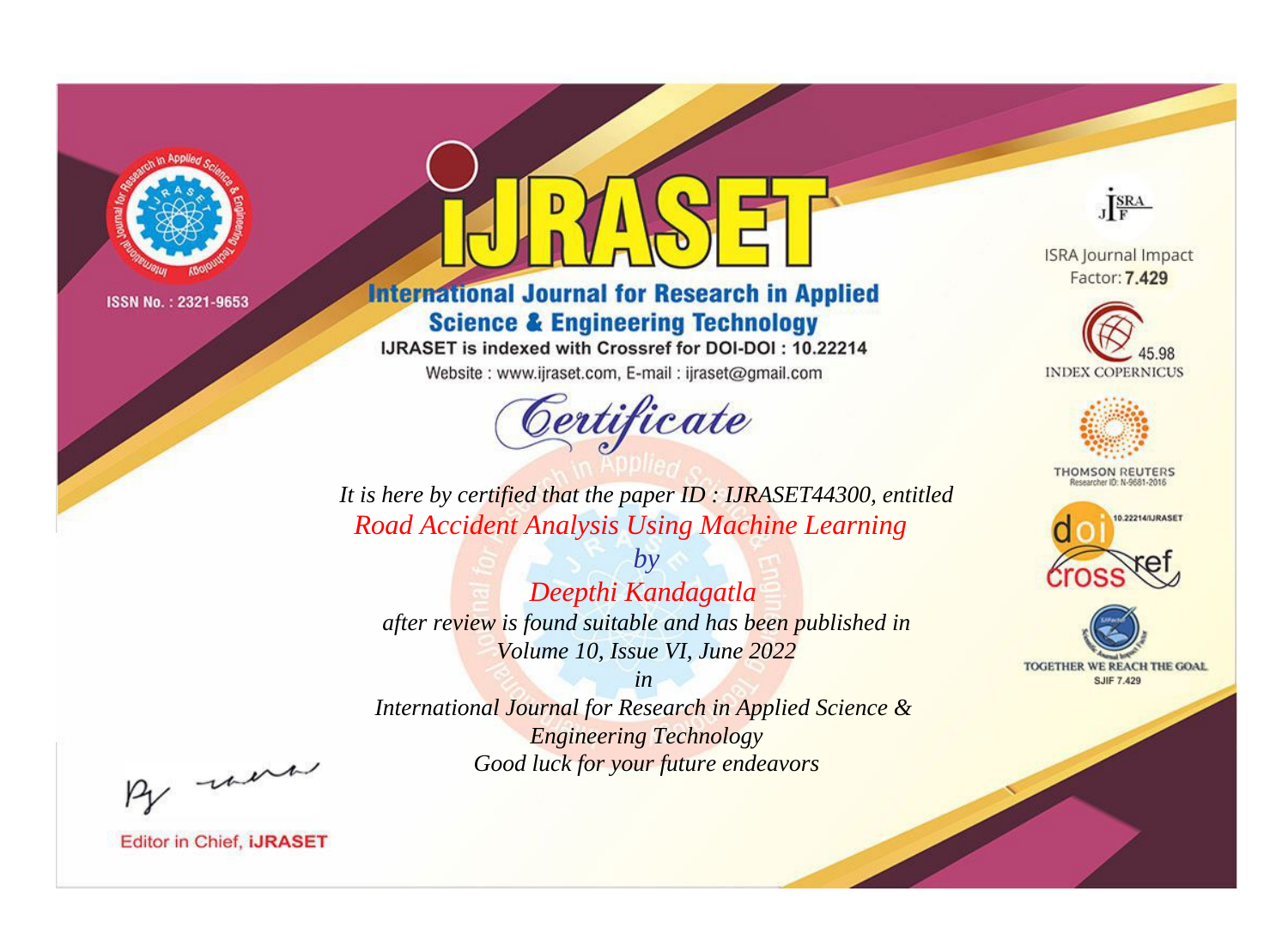ISSN No. : 2321-9653

# iJRASET

## International Journal for Research in Applied Science & Engineering Technology

IJRASET is indexed with Crossref for DOI-DOI : 10.22214

Website : www.ijraset.com, E-mail : ijraset@gmail.com

*Certificate*

*It is here by certified that the paper ID : IJRASET44300, entitled*

*Road Accident Analysis Using Machine Learning*

*by*

*Deepthi Kandagatla*

*after review is found suitable and has been published in*

*Volume 10, Issue VI, June 2022*

*in*

*International Journal for Research in Applied Science & Engineering Technology*

*Good luck for your future endeavors*

ISRA Journal Impact Factor: **7.429**

45.98 INDEX COPERNICUS

THOMSON REUTERS Researcher ID: N-9681-2016

10.22214/IJRASET

TOGETHER WE REACH THE GOAL SJIF 7.429

Editor in Chief, **iJRASET**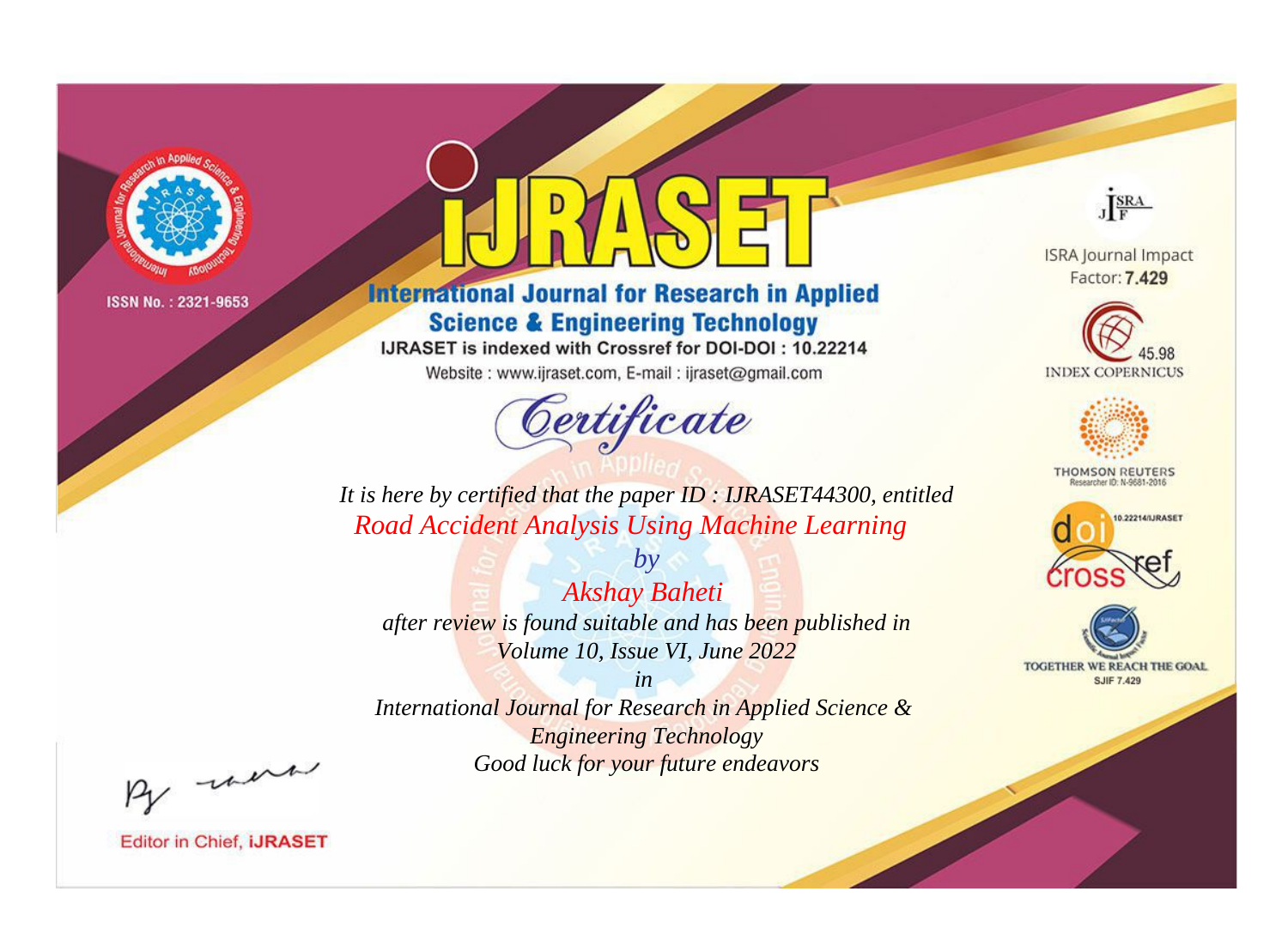ISSN No. : 2321-9653

# IJRASET

## International Journal for Research in Applied Science & Engineering Technology

IJRASET is indexed with Crossref for DOI-DOI : 10.22214

Website : www.ijraset.com, E-mail : ijraset@gmail.com

# Certificate

*It is here by certified that the paper ID : IJRASET44300, entitled*

*Road Accident Analysis Using Machine Learning*

*by*

*Akshay Baheti*

*after review is found suitable and has been published in*

*Volume 10, Issue VI, June 2022*

*in*

*International Journal for Research in Applied Science & Engineering Technology*

*Good luck for your future endeavors*

ISRA Journal Impact Factor: **7.429**

45.98 INDEX COPERNICUS

THOMSON REUTERS Researcher ID: N-9681-2016

10.22214/IJRASET

TOGETHER WE REACH THE GOAL SJIF 7.429

Editor in Chief, **iJRASET**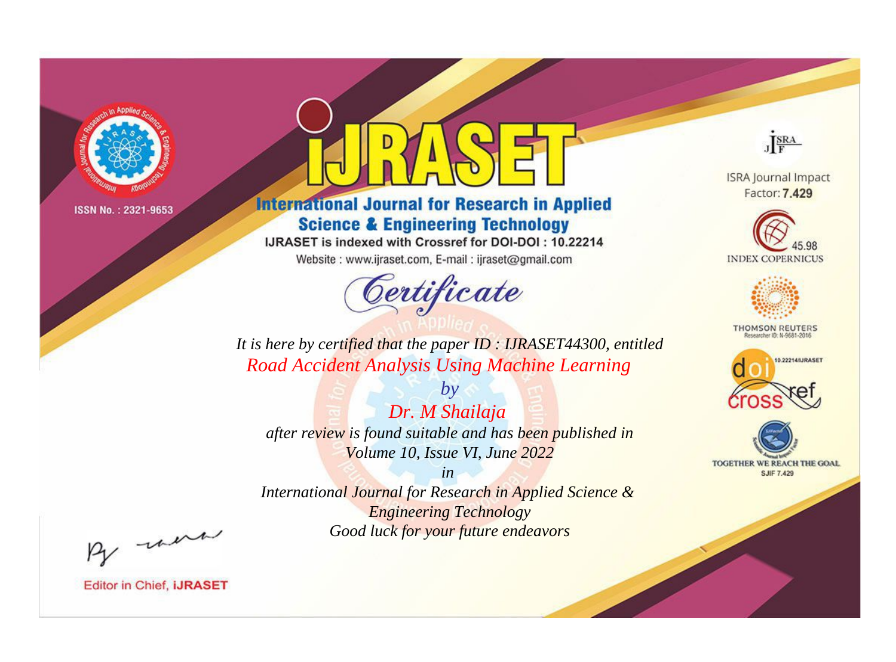ISSN No. : 2321-9653

# IJRASET

## International Journal for Research in Applied Science & Engineering Technology

IJRASET is indexed with Crossref for DOI-DOI : 10.22214

Website : www.ijraset.com, E-mail : ijraset@gmail.com

ISRA Journal Impact Factor: **7.429**

45.98 INDEX COPERNICUS

THOMSON REUTERS Researcher ID: N-9681-2016

10.22214/IJRASET

TOGETHER WE REACH THE GOAL SJIF 7.429

*Certificate*

*It is here by certified that the paper ID : IJRASET44300, entitled*

*Road Accident Analysis Using Machine Learning*

*by*

*Dr. M Shailaja*

*after review is found suitable and has been published in*

*Volume 10, Issue VI, June 2022*

*in*

*International Journal for Research in Applied Science & Engineering Technology*

*Good luck for your future endeavors*

Editor in Chief, **iJRASET**